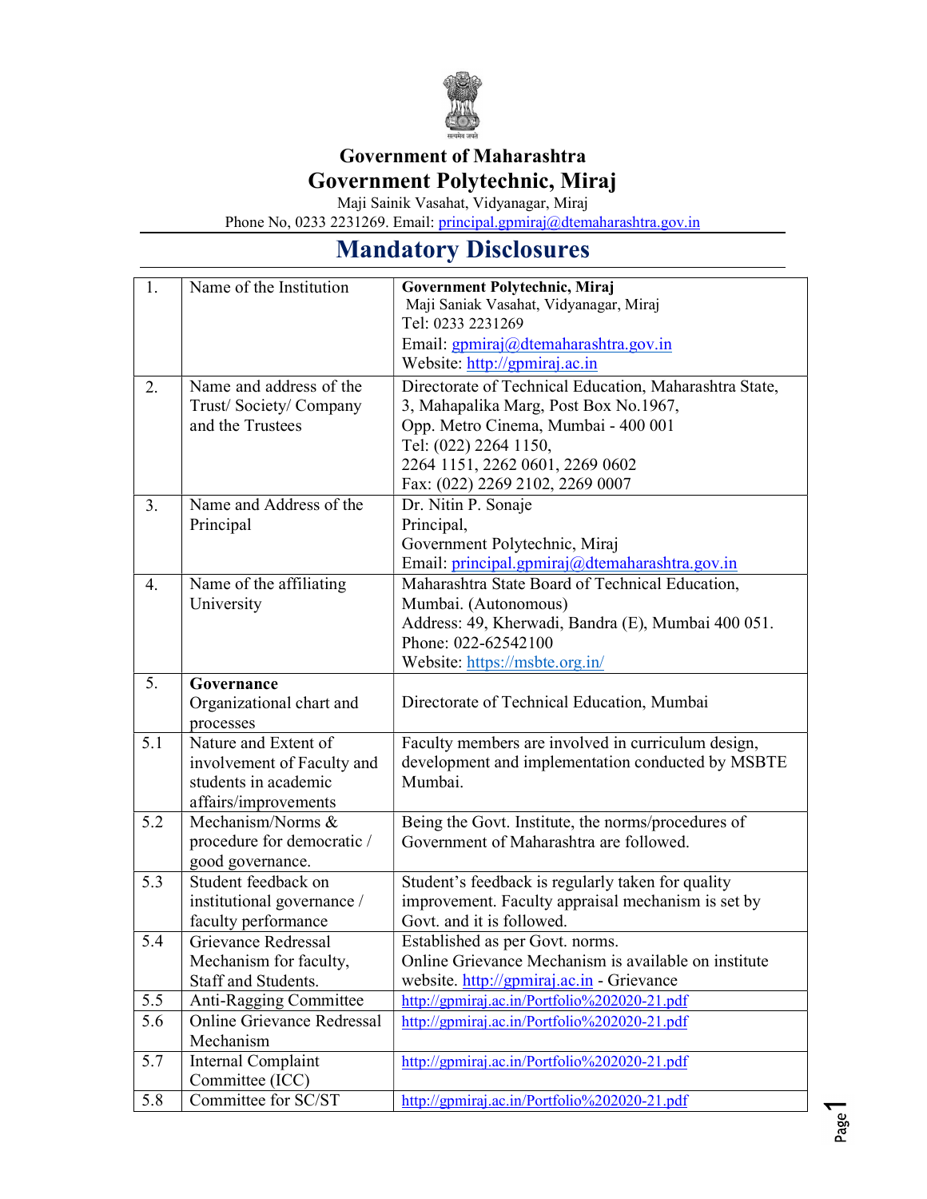Government of Maharashtra

# Government Polytechnic, Miraj

Maji Sainik Vasahat, Vidyanagar, Miraj

Phone No, 0233 2231269. Email: principal.gpmiraj@dtemaharashtra.gov.in

## Mandatory Disclosures

| | | |
|---|---|---|
| 1. | Name of the Institution | **Government Polytechnic, Miraj**<br>Maji Saniak Vasahat, Vidyanagar, Miraj<br>Tel: 0233 2231269<br>Email: gpmiraj@dtemaharashtra.gov.in<br>Website: http://gpmiraj.ac.in |
| 2. | Name and address of the Trust/ Society/ Company and the Trustees | Directorate of Technical Education, Maharashtra State, 3, Mahapalika Marg, Post Box No.1967, Opp. Metro Cinema, Mumbai - 400 001<br>Tel: (022) 2264 1150, 2264 1151, 2262 0601, 2269 0602<br>Fax: (022) 2269 2102, 2269 0007 |
| 3. | Name and Address of the Principal | Dr. Nitin P. Sonaje<br>Principal,<br>Government Polytechnic, Miraj<br>Email: principal.gpmiraj@dtemaharashtra.gov.in |
| 4. | Name of the affiliating University | Maharashtra State Board of Technical Education, Mumbai. (Autonomous)<br>Address: 49, Kherwadi, Bandra (E), Mumbai 400 051.<br>Phone: 022-62542100<br>Website: https://msbte.org.in/ |
| 5. | **Governance**<br>Organizational chart and processes | Directorate of Technical Education, Mumbai |
| 5.1 | Nature and Extent of involvement of Faculty and students in academic affairs/improvements | Faculty members are involved in curriculum design, development and implementation conducted by MSBTE Mumbai. |
| 5.2 | Mechanism/Norms & procedure for democratic / good governance. | Being the Govt. Institute, the norms/procedures of Government of Maharashtra are followed. |
| 5.3 | Student feedback on institutional governance / faculty performance | Student's feedback is regularly taken for quality improvement. Faculty appraisal mechanism is set by Govt. and it is followed. |
| 5.4 | Grievance Redressal Mechanism for faculty, Staff and Students. | Established as per Govt. norms.<br>Online Grievance Mechanism is available on institute website. http://gpmiraj.ac.in - Grievance |
| 5.5 | Anti-Ragging Committee | http://gpmiraj.ac.in/Portfolio%202020-21.pdf |
| 5.6 | Online Grievance Redressal Mechanism | http://gpmiraj.ac.in/Portfolio%202020-21.pdf |
| 5.7 | Internal Complaint Committee (ICC) | http://gpmiraj.ac.in/Portfolio%202020-21.pdf |
| 5.8 | Committee for SC/ST | http://gpmiraj.ac.in/Portfolio%202020-21.pdf |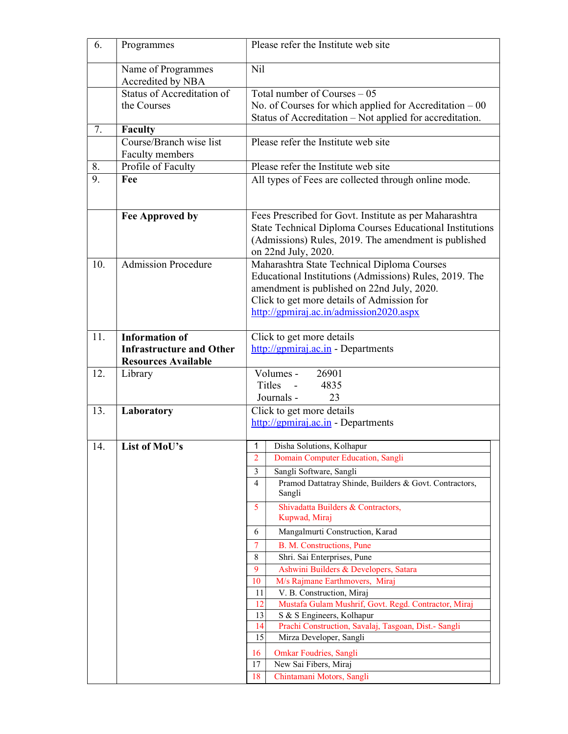| | | |
|---|---|---|
| 6. | Programmes | Please refer the Institute web site |
| | Name of Programmes Accredited by NBA | Nil |
| | Status of Accreditation of the Courses | Total number of Courses – 05<br>No. of Courses for which applied for Accreditation – 00<br>Status of Accreditation – Not applied for accreditation. |
| 7. | **Faculty** | |
| | Course/Branch wise list Faculty members | Please refer the Institute web site |
| 8. | Profile of Faculty | Please refer the Institute web site |
| 9. | **Fee** | All types of Fees are collected through online mode. |
| | **Fee Approved by** | Fees Prescribed for Govt. Institute as per Maharashtra State Technical Diploma Courses Educational Institutions (Admissions) Rules, 2019. The amendment is published on 22nd July, 2020. |
| 10. | Admission Procedure | Maharashtra State Technical Diploma Courses Educational Institutions (Admissions) Rules, 2019. The amendment is published on 22nd July, 2020.<br>Click to get more details of Admission for<br>http://gpmiraj.ac.in/admission2020.aspx |
| 11. | **Information of Infrastructure and Other Resources Available** | Click to get more details<br>http://gpmiraj.ac.in - Departments |
| 12. | Library | Volumes - 26901<br>Titles - 4835<br>Journals - 23 |
| 13. | **Laboratory** | Click to get more details<br>http://gpmiraj.ac.in - Departments |
| 14. | **List of MoU's** | 1. Disha Solutions, Kolhapur<br>2. Domain Computer Education, Sangli<br>3. Sangli Software, Sangli<br>4. Pramod Dattatray Shinde, Builders & Govt. Contractors, Sangli<br>5. Shivadatta Builders & Contractors, Kupwad, Miraj<br>6. Mangalmurti Construction, Karad<br>7. B. M. Constructions, Pune<br>8. Shri. Sai Enterprises, Pune<br>9. Ashwini Builders & Developers, Satara<br>10. M/s Rajmane Earthmovers, Miraj<br>11. V. B. Construction, Miraj<br>12. Mustafa Gulam Mushrif, Govt. Regd. Contractor, Miraj<br>13. S & S Engineers, Kolhapur<br>14. Prachi Construction, Savalaj, Tasgoan, Dist.- Sangli<br>15. Mirza Developer, Sangli<br>16. Omkar Foudries, Sangli<br>17. New Sai Fibers, Miraj<br>18. Chintamani Motors, Sangli |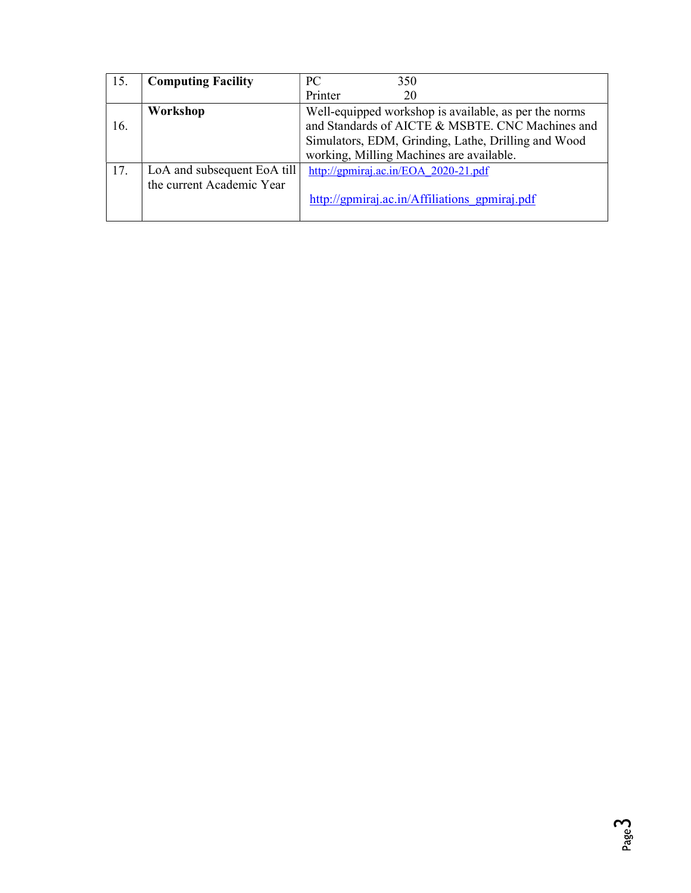| | | |
|---|---|---|
| 15. | **Computing Facility** | PC 350<br>Printer 20 |
| 16. | **Workshop** | Well-equipped workshop is available, as per the norms and Standards of AICTE & MSBTE. CNC Machines and Simulators, EDM, Grinding, Lathe, Drilling and Wood working, Milling Machines are available. |
| 17. | LoA and subsequent EoA till the current Academic Year | http://gpmiraj.ac.in/EOA_2020-21.pdf<br><br>http://gpmiraj.ac.in/Affiliations_gpmiraj.pdf |